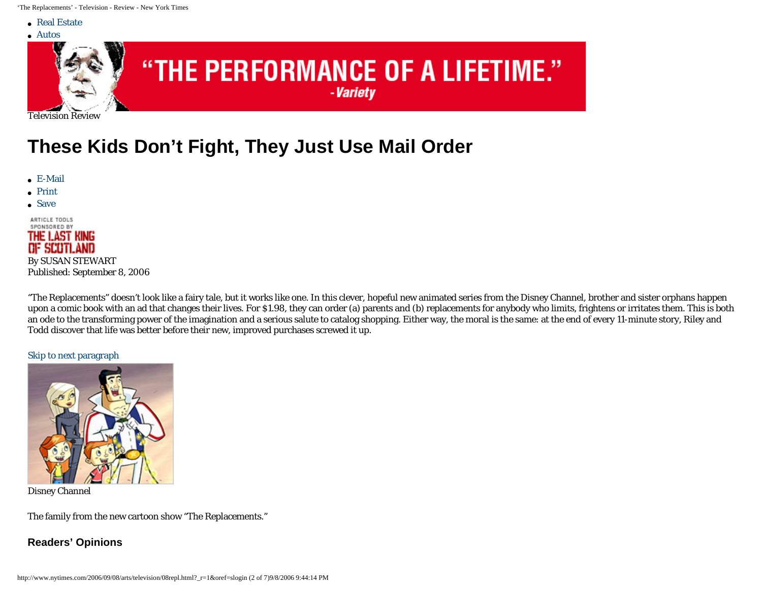- Real Estate
- Autos

Television Review

# These Kids Don't Fight, They Just Use Mail Order

- E-Mail
- Print
- Save

By SUSAN STEWART
Published: September 8, 2006

"The Replacements" doesn't look like a fairy tale, but it works like one. In this clever, hopeful new animated series from the Disney Channel, brother and sister orphans happen upon a comic book with an ad that changes their lives. For $1.98, they can order (a) parents and (b) replacements for anybody who limits, frightens or irritates them. This is both an ode to the transforming power of the imagination and a serious salute to catalog shopping. Either way, the moral is the same: at the end of every 11-minute story, Riley and Todd discover that life was better before their new, improved purchases screwed it up.

Skip to next paragraph

Disney Channel

The family from the new cartoon show "The Replacements."

**Readers' Opinions**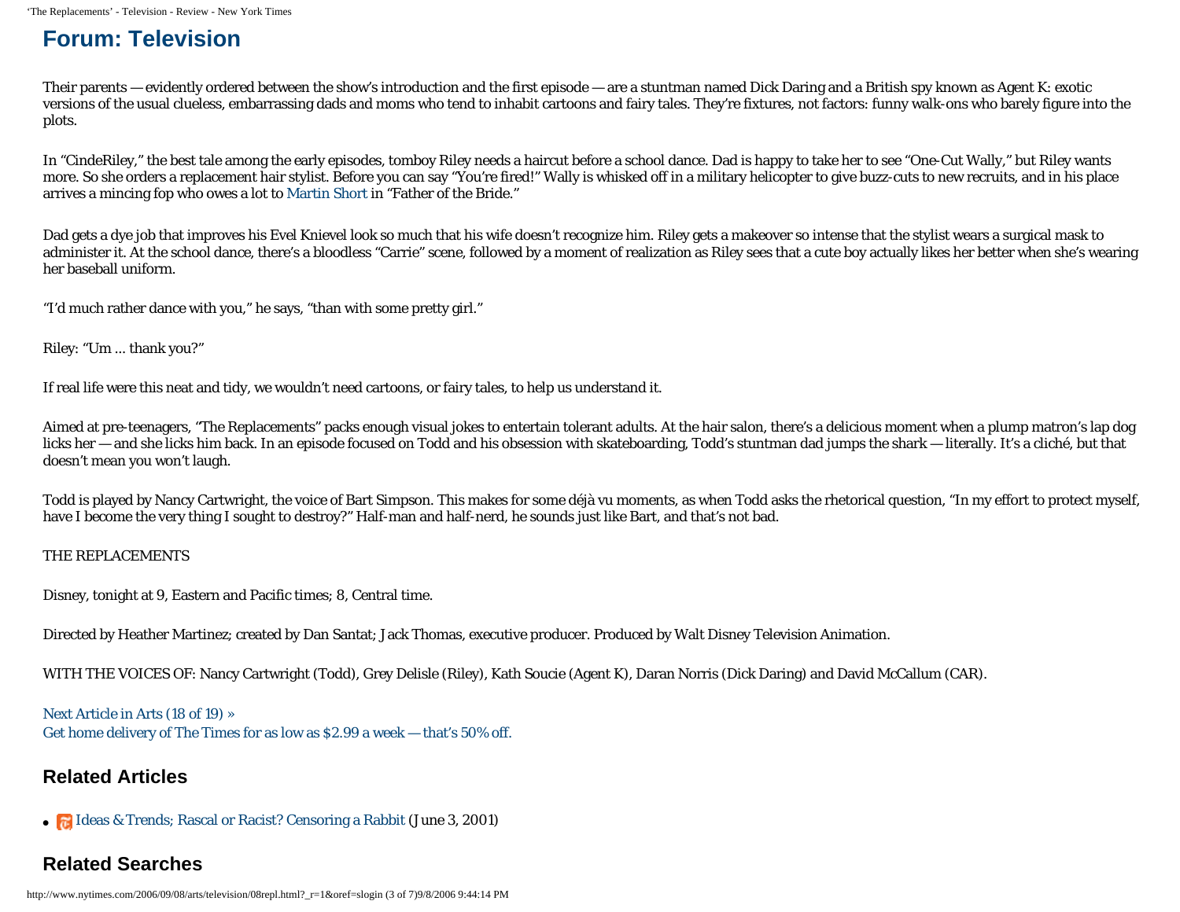## Forum: Television

Their parents — evidently ordered between the show's introduction and the first episode — are a stuntman named Dick Daring and a British spy known as Agent K: exotic versions of the usual clueless, embarrassing dads and moms who tend to inhabit cartoons and fairy tales. They're fixtures, not factors: funny walk-ons who barely figure into the plots.

In "CindeRiley," the best tale among the early episodes, tomboy Riley needs a haircut before a school dance. Dad is happy to take her to see "One-Cut Wally," but Riley wants more. So she orders a replacement hair stylist. Before you can say "You're fired!" Wally is whisked off in a military helicopter to give buzz-cuts to new recruits, and in his place arrives a mincing fop who owes a lot to Martin Short in "Father of the Bride."

Dad gets a dye job that improves his Evel Knievel look so much that his wife doesn't recognize him. Riley gets a makeover so intense that the stylist wears a surgical mask to administer it. At the school dance, there's a bloodless "Carrie" scene, followed by a moment of realization as Riley sees that a cute boy actually likes her better when she's wearing her baseball uniform.

"I'd much rather dance with you," he says, "than with some pretty girl."

Riley: "Um ... thank you?"

If real life were this neat and tidy, we wouldn't need cartoons, or fairy tales, to help us understand it.

Aimed at pre-teenagers, "The Replacements" packs enough visual jokes to entertain tolerant adults. At the hair salon, there's a delicious moment when a plump matron's lap dog licks her — and she licks him back. In an episode focused on Todd and his obsession with skateboarding, Todd's stuntman dad jumps the shark — literally. It's a cliché, but that doesn't mean you won't laugh.

Todd is played by Nancy Cartwright, the voice of Bart Simpson. This makes for some déjà vu moments, as when Todd asks the rhetorical question, "In my effort to protect myself, have I become the very thing I sought to destroy?" Half-man and half-nerd, he sounds just like Bart, and that's not bad.

THE REPLACEMENTS

Disney, tonight at 9, Eastern and Pacific times; 8, Central time.

Directed by Heather Martinez; created by Dan Santat; Jack Thomas, executive producer. Produced by Walt Disney Television Animation.

WITH THE VOICES OF: Nancy Cartwright (Todd), Grey Delisle (Riley), Kath Soucie (Agent K), Daran Norris (Dick Daring) and David McCallum (CAR).

Next Article in Arts (18 of 19) »
Get home delivery of The Times for as low as $2.99 a week — that's 50% off.

## Related Articles

- Ideas & Trends; Rascal or Racist? Censoring a Rabbit (June 3, 2001)

## Related Searches